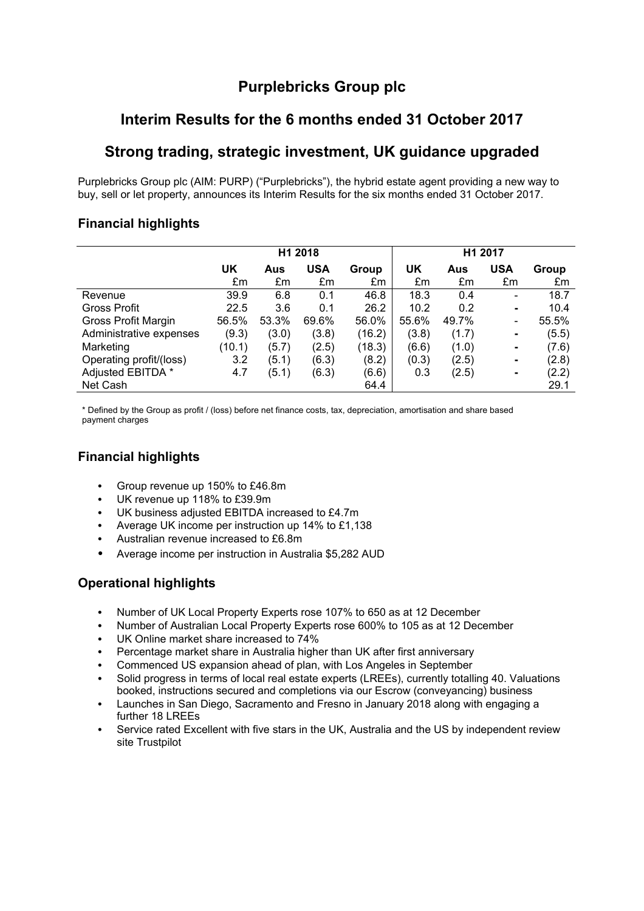# Purplebricks Group plc

## Interim Results for the 6 months ended 31 October 2017

## Strong trading, strategic investment, UK guidance upgraded

Purplebricks Group plc (AIM: PURP) ("Purplebricks"), the hybrid estate agent providing a new way to buy, sell or let property, announces its Interim Results for the six months ended 31 October 2017.

### Financial highlights

| | H1 2018 | | | | H1 2017 | | | |
|---|---|---|---|---|---|---|---|---|
| | **UK** | **Aus** | **USA** | **Group** | **UK** | **Aus** | **USA** | **Group** |
| | £m | £m | £m | £m | £m | £m | £m | £m |
| Revenue | 39.9 | 6.8 | 0.1 | 46.8 | 18.3 | 0.4 | - | 18.7 |
| Gross Profit | 22.5 | 3.6 | 0.1 | 26.2 | 10.2 | 0.2 | - | 10.4 |
| Gross Profit Margin | 56.5% | 53.3% | 69.6% | 56.0% | 55.6% | 49.7% | - | 55.5% |
| Administrative expenses | (9.3) | (3.0) | (3.8) | (16.2) | (3.8) | (1.7) | - | (5.5) |
| Marketing | (10.1) | (5.7) | (2.5) | (18.3) | (6.6) | (1.0) | - | (7.6) |
| Operating profit/(loss) | 3.2 | (5.1) | (6.3) | (8.2) | (0.3) | (2.5) | - | (2.8) |
| Adjusted EBITDA * | 4.7 | (5.1) | (6.3) | (6.6) | 0.3 | (2.5) | - | (2.2) |
| Net Cash | | | | 64.4 | | | | 29.1 |

\* Defined by the Group as profit / (loss) before net finance costs, tax, depreciation, amortisation and share based payment charges

### Financial highlights

- Group revenue up 150% to £46.8m
- UK revenue up 118% to £39.9m
- UK business adjusted EBITDA increased to £4.7m
- Average UK income per instruction up 14% to £1,138
- Australian revenue increased to £6.8m
- Average income per instruction in Australia $5,282 AUD

### Operational highlights

- Number of UK Local Property Experts rose 107% to 650 as at 12 December
- Number of Australian Local Property Experts rose 600% to 105 as at 12 December
- UK Online market share increased to 74%
- Percentage market share in Australia higher than UK after first anniversary
- Commenced US expansion ahead of plan, with Los Angeles in September
- Solid progress in terms of local real estate experts (LREEs), currently totalling 40. Valuations booked, instructions secured and completions via our Escrow (conveyancing) business
- Launches in San Diego, Sacramento and Fresno in January 2018 along with engaging a further 18 LREEs
- Service rated Excellent with five stars in the UK, Australia and the US by independent review site Trustpilot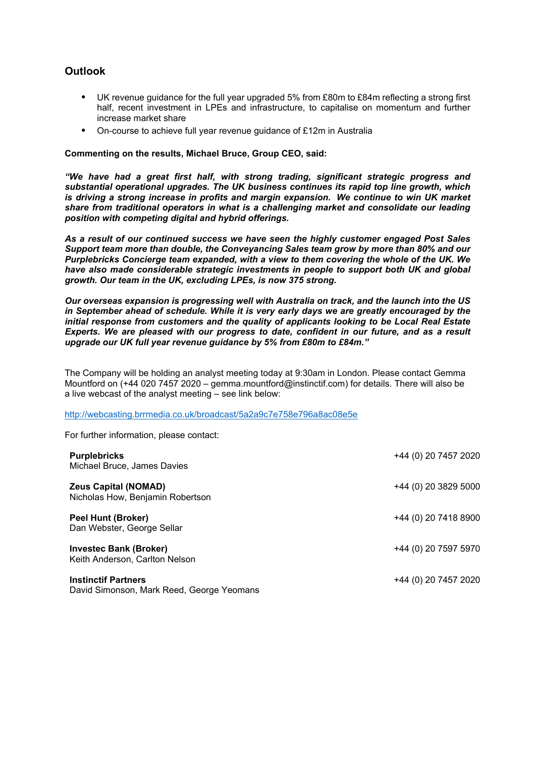## Outlook

- UK revenue guidance for the full year upgraded 5% from £80m to £84m reflecting a strong first half, recent investment in LPEs and infrastructure, to capitalise on momentum and further increase market share
- On-course to achieve full year revenue guidance of £12m in Australia

**Commenting on the results, Michael Bruce, Group CEO, said:**

***"We have had a great first half, with strong trading, significant strategic progress and substantial operational upgrades. The UK business continues its rapid top line growth, which is driving a strong increase in profits and margin expansion. We continue to win UK market share from traditional operators in what is a challenging market and consolidate our leading position with competing digital and hybrid offerings.***

***As a result of our continued success we have seen the highly customer engaged Post Sales Support team more than double, the Conveyancing Sales team grow by more than 80% and our Purplebricks Concierge team expanded, with a view to them covering the whole of the UK. We have also made considerable strategic investments in people to support both UK and global growth. Our team in the UK, excluding LPEs, is now 375 strong.***

***Our overseas expansion is progressing well with Australia on track, and the launch into the US in September ahead of schedule. While it is very early days we are greatly encouraged by the initial response from customers and the quality of applicants looking to be Local Real Estate Experts. We are pleased with our progress to date, confident in our future, and as a result upgrade our UK full year revenue guidance by 5% from £80m to £84m."***

The Company will be holding an analyst meeting today at 9:30am in London. Please contact Gemma Mountford on (+44 020 7457 2020 – gemma.mountford@instinctif.com) for details. There will also be a live webcast of the analyst meeting – see link below:

http://webcasting.brrmedia.co.uk/broadcast/5a2a9c7e758e796a8ac08e5e

For further information, please contact:

| | |
|---|---|
| **Purplebricks**<br>Michael Bruce, James Davies | +44 (0) 20 7457 2020 |
| **Zeus Capital (NOMAD)**<br>Nicholas How, Benjamin Robertson | +44 (0) 20 3829 5000 |
| **Peel Hunt (Broker)**<br>Dan Webster, George Sellar | +44 (0) 20 7418 8900 |
| **Investec Bank (Broker)**<br>Keith Anderson, Carlton Nelson | +44 (0) 20 7597 5970 |
| **Instinctif Partners**<br>David Simonson, Mark Reed, George Yeomans | +44 (0) 20 7457 2020 |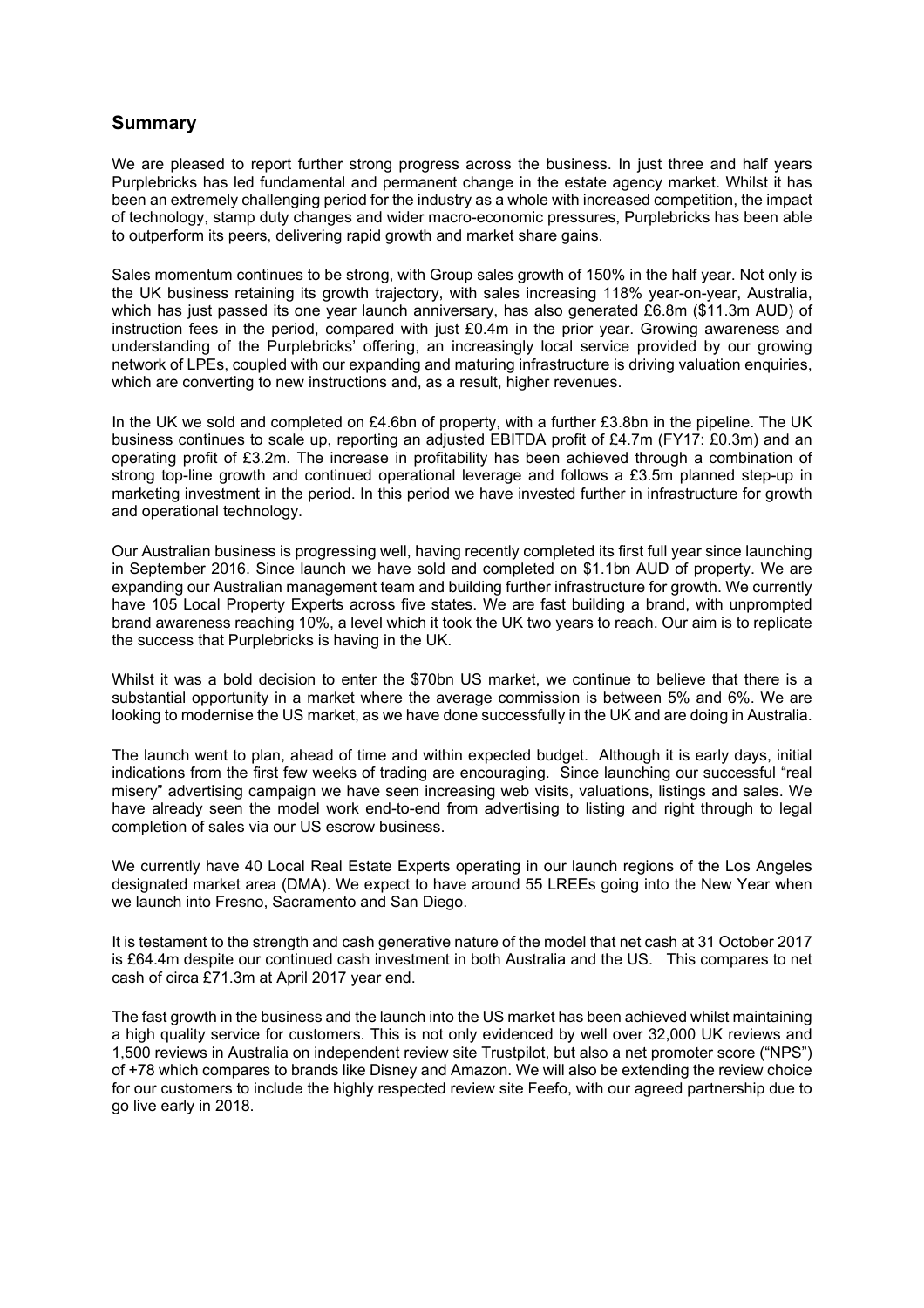## Summary

We are pleased to report further strong progress across the business. In just three and half years Purplebricks has led fundamental and permanent change in the estate agency market. Whilst it has been an extremely challenging period for the industry as a whole with increased competition, the impact of technology, stamp duty changes and wider macro-economic pressures, Purplebricks has been able to outperform its peers, delivering rapid growth and market share gains.

Sales momentum continues to be strong, with Group sales growth of 150% in the half year. Not only is the UK business retaining its growth trajectory, with sales increasing 118% year-on-year, Australia, which has just passed its one year launch anniversary, has also generated £6.8m ($11.3m AUD) of instruction fees in the period, compared with just £0.4m in the prior year. Growing awareness and understanding of the Purplebricks' offering, an increasingly local service provided by our growing network of LPEs, coupled with our expanding and maturing infrastructure is driving valuation enquiries, which are converting to new instructions and, as a result, higher revenues.

In the UK we sold and completed on £4.6bn of property, with a further £3.8bn in the pipeline. The UK business continues to scale up, reporting an adjusted EBITDA profit of £4.7m (FY17: £0.3m) and an operating profit of £3.2m. The increase in profitability has been achieved through a combination of strong top-line growth and continued operational leverage and follows a £3.5m planned step-up in marketing investment in the period. In this period we have invested further in infrastructure for growth and operational technology.

Our Australian business is progressing well, having recently completed its first full year since launching in September 2016. Since launch we have sold and completed on $1.1bn AUD of property. We are expanding our Australian management team and building further infrastructure for growth. We currently have 105 Local Property Experts across five states. We are fast building a brand, with unprompted brand awareness reaching 10%, a level which it took the UK two years to reach. Our aim is to replicate the success that Purplebricks is having in the UK.

Whilst it was a bold decision to enter the $70bn US market, we continue to believe that there is a substantial opportunity in a market where the average commission is between 5% and 6%. We are looking to modernise the US market, as we have done successfully in the UK and are doing in Australia.

The launch went to plan, ahead of time and within expected budget. Although it is early days, initial indications from the first few weeks of trading are encouraging. Since launching our successful "real misery" advertising campaign we have seen increasing web visits, valuations, listings and sales. We have already seen the model work end-to-end from advertising to listing and right through to legal completion of sales via our US escrow business.

We currently have 40 Local Real Estate Experts operating in our launch regions of the Los Angeles designated market area (DMA). We expect to have around 55 LREEs going into the New Year when we launch into Fresno, Sacramento and San Diego.

It is testament to the strength and cash generative nature of the model that net cash at 31 October 2017 is £64.4m despite our continued cash investment in both Australia and the US. This compares to net cash of circa £71.3m at April 2017 year end.

The fast growth in the business and the launch into the US market has been achieved whilst maintaining a high quality service for customers. This is not only evidenced by well over 32,000 UK reviews and 1,500 reviews in Australia on independent review site Trustpilot, but also a net promoter score ("NPS") of +78 which compares to brands like Disney and Amazon. We will also be extending the review choice for our customers to include the highly respected review site Feefo, with our agreed partnership due to go live early in 2018.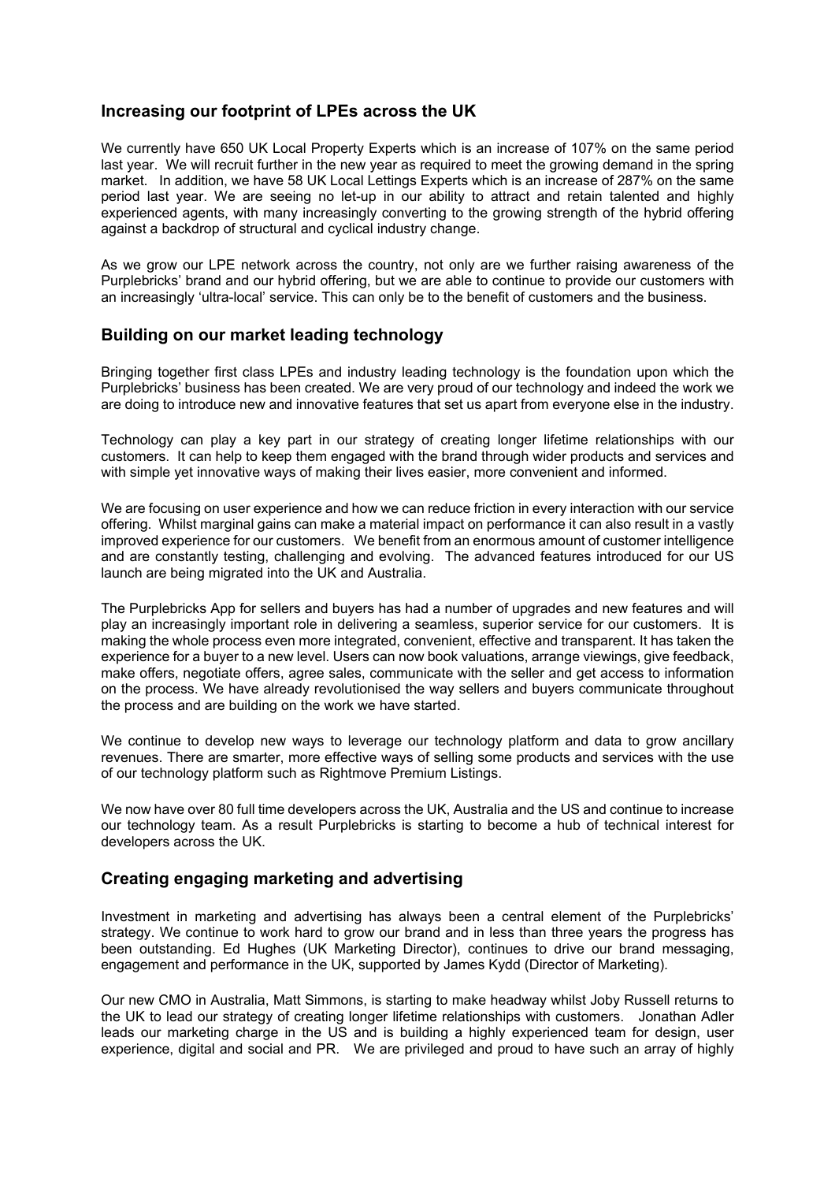## Increasing our footprint of LPEs across the UK

We currently have 650 UK Local Property Experts which is an increase of 107% on the same period last year. We will recruit further in the new year as required to meet the growing demand in the spring market. In addition, we have 58 UK Local Lettings Experts which is an increase of 287% on the same period last year. We are seeing no let-up in our ability to attract and retain talented and highly experienced agents, with many increasingly converting to the growing strength of the hybrid offering against a backdrop of structural and cyclical industry change.

As we grow our LPE network across the country, not only are we further raising awareness of the Purplebricks' brand and our hybrid offering, but we are able to continue to provide our customers with an increasingly 'ultra-local' service. This can only be to the benefit of customers and the business.

## Building on our market leading technology

Bringing together first class LPEs and industry leading technology is the foundation upon which the Purplebricks' business has been created. We are very proud of our technology and indeed the work we are doing to introduce new and innovative features that set us apart from everyone else in the industry.

Technology can play a key part in our strategy of creating longer lifetime relationships with our customers. It can help to keep them engaged with the brand through wider products and services and with simple yet innovative ways of making their lives easier, more convenient and informed.

We are focusing on user experience and how we can reduce friction in every interaction with our service offering. Whilst marginal gains can make a material impact on performance it can also result in a vastly improved experience for our customers. We benefit from an enormous amount of customer intelligence and are constantly testing, challenging and evolving. The advanced features introduced for our US launch are being migrated into the UK and Australia.

The Purplebricks App for sellers and buyers has had a number of upgrades and new features and will play an increasingly important role in delivering a seamless, superior service for our customers. It is making the whole process even more integrated, convenient, effective and transparent. It has taken the experience for a buyer to a new level. Users can now book valuations, arrange viewings, give feedback, make offers, negotiate offers, agree sales, communicate with the seller and get access to information on the process. We have already revolutionised the way sellers and buyers communicate throughout the process and are building on the work we have started.

We continue to develop new ways to leverage our technology platform and data to grow ancillary revenues. There are smarter, more effective ways of selling some products and services with the use of our technology platform such as Rightmove Premium Listings.

We now have over 80 full time developers across the UK, Australia and the US and continue to increase our technology team. As a result Purplebricks is starting to become a hub of technical interest for developers across the UK.

## Creating engaging marketing and advertising

Investment in marketing and advertising has always been a central element of the Purplebricks' strategy. We continue to work hard to grow our brand and in less than three years the progress has been outstanding. Ed Hughes (UK Marketing Director), continues to drive our brand messaging, engagement and performance in the UK, supported by James Kydd (Director of Marketing).

Our new CMO in Australia, Matt Simmons, is starting to make headway whilst Joby Russell returns to the UK to lead our strategy of creating longer lifetime relationships with customers. Jonathan Adler leads our marketing charge in the US and is building a highly experienced team for design, user experience, digital and social and PR. We are privileged and proud to have such an array of highly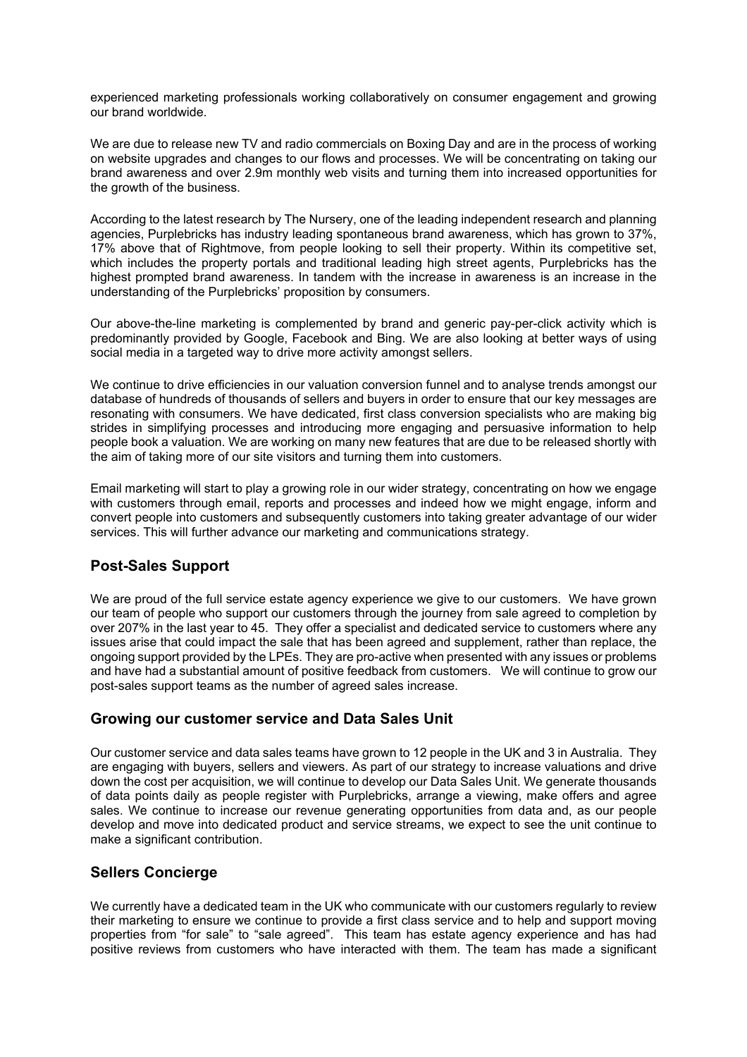experienced marketing professionals working collaboratively on consumer engagement and growing our brand worldwide.

We are due to release new TV and radio commercials on Boxing Day and are in the process of working on website upgrades and changes to our flows and processes. We will be concentrating on taking our brand awareness and over 2.9m monthly web visits and turning them into increased opportunities for the growth of the business.

According to the latest research by The Nursery, one of the leading independent research and planning agencies, Purplebricks has industry leading spontaneous brand awareness, which has grown to 37%, 17% above that of Rightmove, from people looking to sell their property. Within its competitive set, which includes the property portals and traditional leading high street agents, Purplebricks has the highest prompted brand awareness. In tandem with the increase in awareness is an increase in the understanding of the Purplebricks' proposition by consumers.

Our above-the-line marketing is complemented by brand and generic pay-per-click activity which is predominantly provided by Google, Facebook and Bing. We are also looking at better ways of using social media in a targeted way to drive more activity amongst sellers.

We continue to drive efficiencies in our valuation conversion funnel and to analyse trends amongst our database of hundreds of thousands of sellers and buyers in order to ensure that our key messages are resonating with consumers. We have dedicated, first class conversion specialists who are making big strides in simplifying processes and introducing more engaging and persuasive information to help people book a valuation. We are working on many new features that are due to be released shortly with the aim of taking more of our site visitors and turning them into customers.

Email marketing will start to play a growing role in our wider strategy, concentrating on how we engage with customers through email, reports and processes and indeed how we might engage, inform and convert people into customers and subsequently customers into taking greater advantage of our wider services. This will further advance our marketing and communications strategy.

## Post-Sales Support

We are proud of the full service estate agency experience we give to our customers. We have grown our team of people who support our customers through the journey from sale agreed to completion by over 207% in the last year to 45. They offer a specialist and dedicated service to customers where any issues arise that could impact the sale that has been agreed and supplement, rather than replace, the ongoing support provided by the LPEs. They are pro-active when presented with any issues or problems and have had a substantial amount of positive feedback from customers. We will continue to grow our post-sales support teams as the number of agreed sales increase.

## Growing our customer service and Data Sales Unit

Our customer service and data sales teams have grown to 12 people in the UK and 3 in Australia. They are engaging with buyers, sellers and viewers. As part of our strategy to increase valuations and drive down the cost per acquisition, we will continue to develop our Data Sales Unit. We generate thousands of data points daily as people register with Purplebricks, arrange a viewing, make offers and agree sales. We continue to increase our revenue generating opportunities from data and, as our people develop and move into dedicated product and service streams, we expect to see the unit continue to make a significant contribution.

## Sellers Concierge

We currently have a dedicated team in the UK who communicate with our customers regularly to review their marketing to ensure we continue to provide a first class service and to help and support moving properties from "for sale" to "sale agreed". This team has estate agency experience and has had positive reviews from customers who have interacted with them. The team has made a significant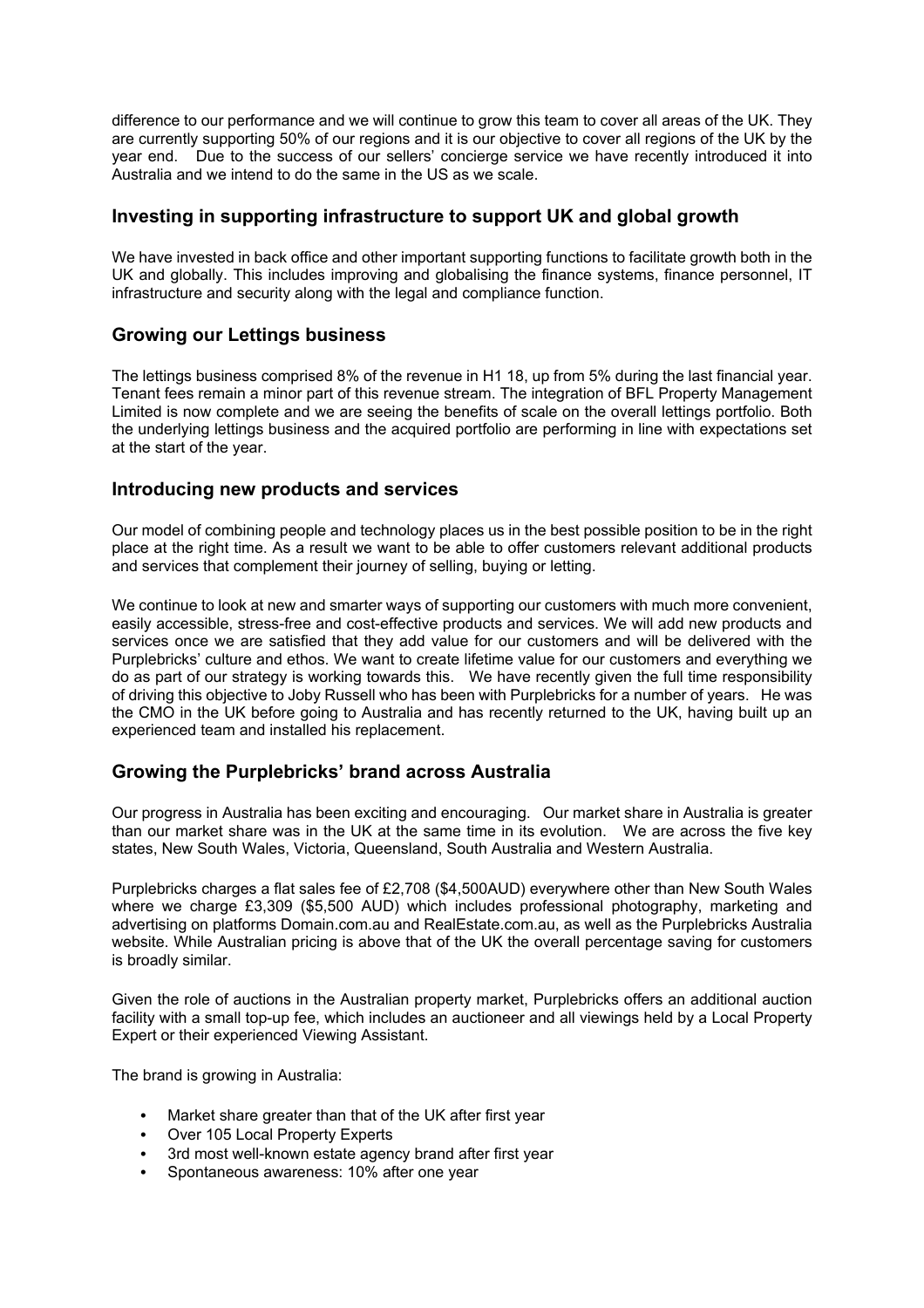difference to our performance and we will continue to grow this team to cover all areas of the UK. They are currently supporting 50% of our regions and it is our objective to cover all regions of the UK by the year end. Due to the success of our sellers' concierge service we have recently introduced it into Australia and we intend to do the same in the US as we scale.

## Investing in supporting infrastructure to support UK and global growth

We have invested in back office and other important supporting functions to facilitate growth both in the UK and globally. This includes improving and globalising the finance systems, finance personnel, IT infrastructure and security along with the legal and compliance function.

## Growing our Lettings business

The lettings business comprised 8% of the revenue in H1 18, up from 5% during the last financial year. Tenant fees remain a minor part of this revenue stream. The integration of BFL Property Management Limited is now complete and we are seeing the benefits of scale on the overall lettings portfolio. Both the underlying lettings business and the acquired portfolio are performing in line with expectations set at the start of the year.

## Introducing new products and services

Our model of combining people and technology places us in the best possible position to be in the right place at the right time. As a result we want to be able to offer customers relevant additional products and services that complement their journey of selling, buying or letting.

We continue to look at new and smarter ways of supporting our customers with much more convenient, easily accessible, stress-free and cost-effective products and services. We will add new products and services once we are satisfied that they add value for our customers and will be delivered with the Purplebricks' culture and ethos. We want to create lifetime value for our customers and everything we do as part of our strategy is working towards this. We have recently given the full time responsibility of driving this objective to Joby Russell who has been with Purplebricks for a number of years. He was the CMO in the UK before going to Australia and has recently returned to the UK, having built up an experienced team and installed his replacement.

## Growing the Purplebricks' brand across Australia

Our progress in Australia has been exciting and encouraging. Our market share in Australia is greater than our market share was in the UK at the same time in its evolution. We are across the five key states, New South Wales, Victoria, Queensland, South Australia and Western Australia.

Purplebricks charges a flat sales fee of £2,708 ($4,500AUD) everywhere other than New South Wales where we charge £3,309 ($5,500 AUD) which includes professional photography, marketing and advertising on platforms Domain.com.au and RealEstate.com.au, as well as the Purplebricks Australia website. While Australian pricing is above that of the UK the overall percentage saving for customers is broadly similar.

Given the role of auctions in the Australian property market, Purplebricks offers an additional auction facility with a small top-up fee, which includes an auctioneer and all viewings held by a Local Property Expert or their experienced Viewing Assistant.

The brand is growing in Australia:

- Market share greater than that of the UK after first year
- Over 105 Local Property Experts
- 3rd most well-known estate agency brand after first year
- Spontaneous awareness: 10% after one year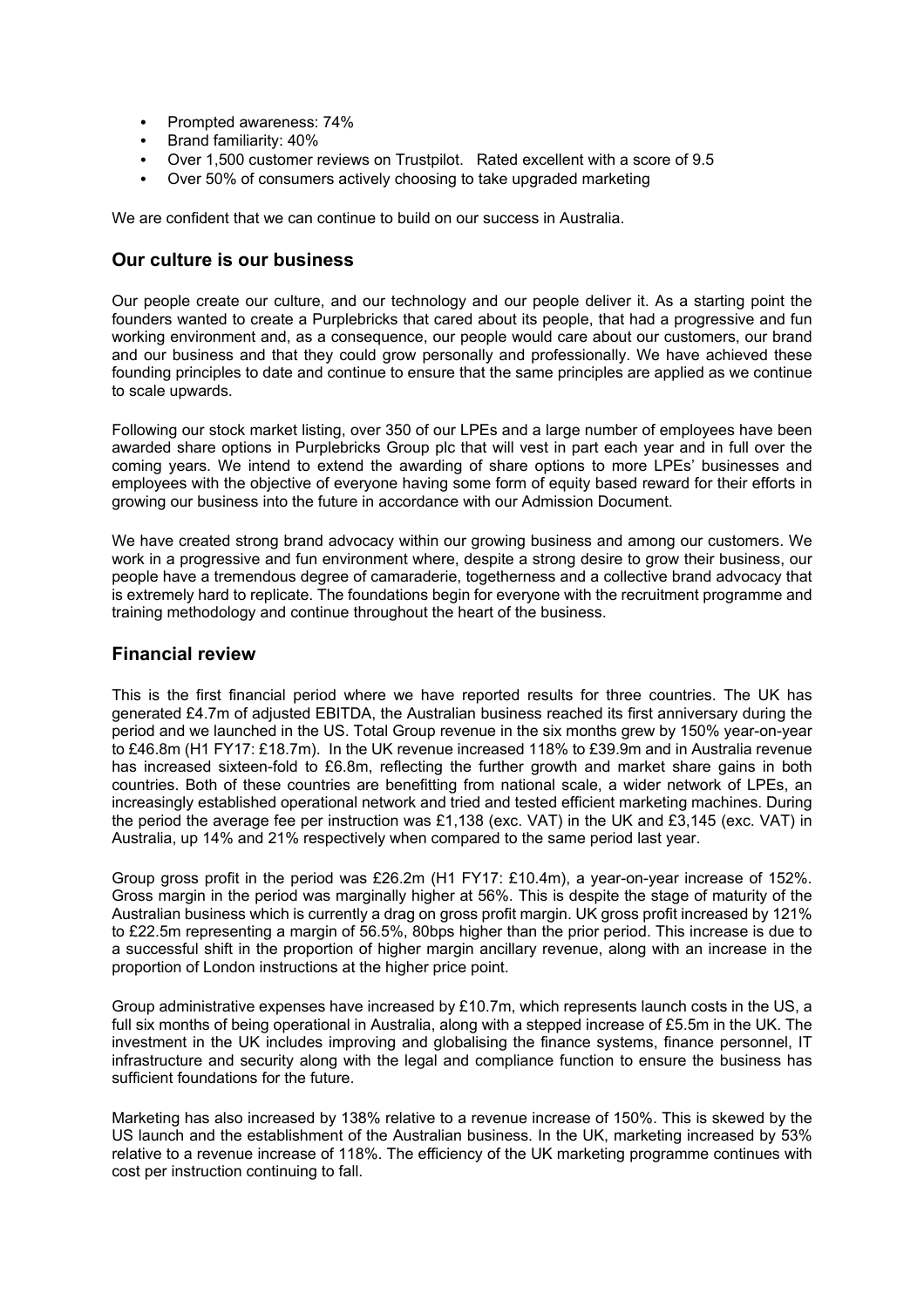- Prompted awareness: 74%
- Brand familiarity: 40%
- Over 1,500 customer reviews on Trustpilot. Rated excellent with a score of 9.5
- Over 50% of consumers actively choosing to take upgraded marketing

We are confident that we can continue to build on our success in Australia.

## Our culture is our business

Our people create our culture, and our technology and our people deliver it. As a starting point the founders wanted to create a Purplebricks that cared about its people, that had a progressive and fun working environment and, as a consequence, our people would care about our customers, our brand and our business and that they could grow personally and professionally. We have achieved these founding principles to date and continue to ensure that the same principles are applied as we continue to scale upwards.

Following our stock market listing, over 350 of our LPEs and a large number of employees have been awarded share options in Purplebricks Group plc that will vest in part each year and in full over the coming years. We intend to extend the awarding of share options to more LPEs' businesses and employees with the objective of everyone having some form of equity based reward for their efforts in growing our business into the future in accordance with our Admission Document.

We have created strong brand advocacy within our growing business and among our customers. We work in a progressive and fun environment where, despite a strong desire to grow their business, our people have a tremendous degree of camaraderie, togetherness and a collective brand advocacy that is extremely hard to replicate. The foundations begin for everyone with the recruitment programme and training methodology and continue throughout the heart of the business.

## Financial review

This is the first financial period where we have reported results for three countries. The UK has generated £4.7m of adjusted EBITDA, the Australian business reached its first anniversary during the period and we launched in the US. Total Group revenue in the six months grew by 150% year-on-year to £46.8m (H1 FY17: £18.7m). In the UK revenue increased 118% to £39.9m and in Australia revenue has increased sixteen-fold to £6.8m, reflecting the further growth and market share gains in both countries. Both of these countries are benefitting from national scale, a wider network of LPEs, an increasingly established operational network and tried and tested efficient marketing machines. During the period the average fee per instruction was £1,138 (exc. VAT) in the UK and £3,145 (exc. VAT) in Australia, up 14% and 21% respectively when compared to the same period last year.

Group gross profit in the period was £26.2m (H1 FY17: £10.4m), a year-on-year increase of 152%. Gross margin in the period was marginally higher at 56%. This is despite the stage of maturity of the Australian business which is currently a drag on gross profit margin. UK gross profit increased by 121% to £22.5m representing a margin of 56.5%, 80bps higher than the prior period. This increase is due to a successful shift in the proportion of higher margin ancillary revenue, along with an increase in the proportion of London instructions at the higher price point.

Group administrative expenses have increased by £10.7m, which represents launch costs in the US, a full six months of being operational in Australia, along with a stepped increase of £5.5m in the UK. The investment in the UK includes improving and globalising the finance systems, finance personnel, IT infrastructure and security along with the legal and compliance function to ensure the business has sufficient foundations for the future.

Marketing has also increased by 138% relative to a revenue increase of 150%. This is skewed by the US launch and the establishment of the Australian business. In the UK, marketing increased by 53% relative to a revenue increase of 118%. The efficiency of the UK marketing programme continues with cost per instruction continuing to fall.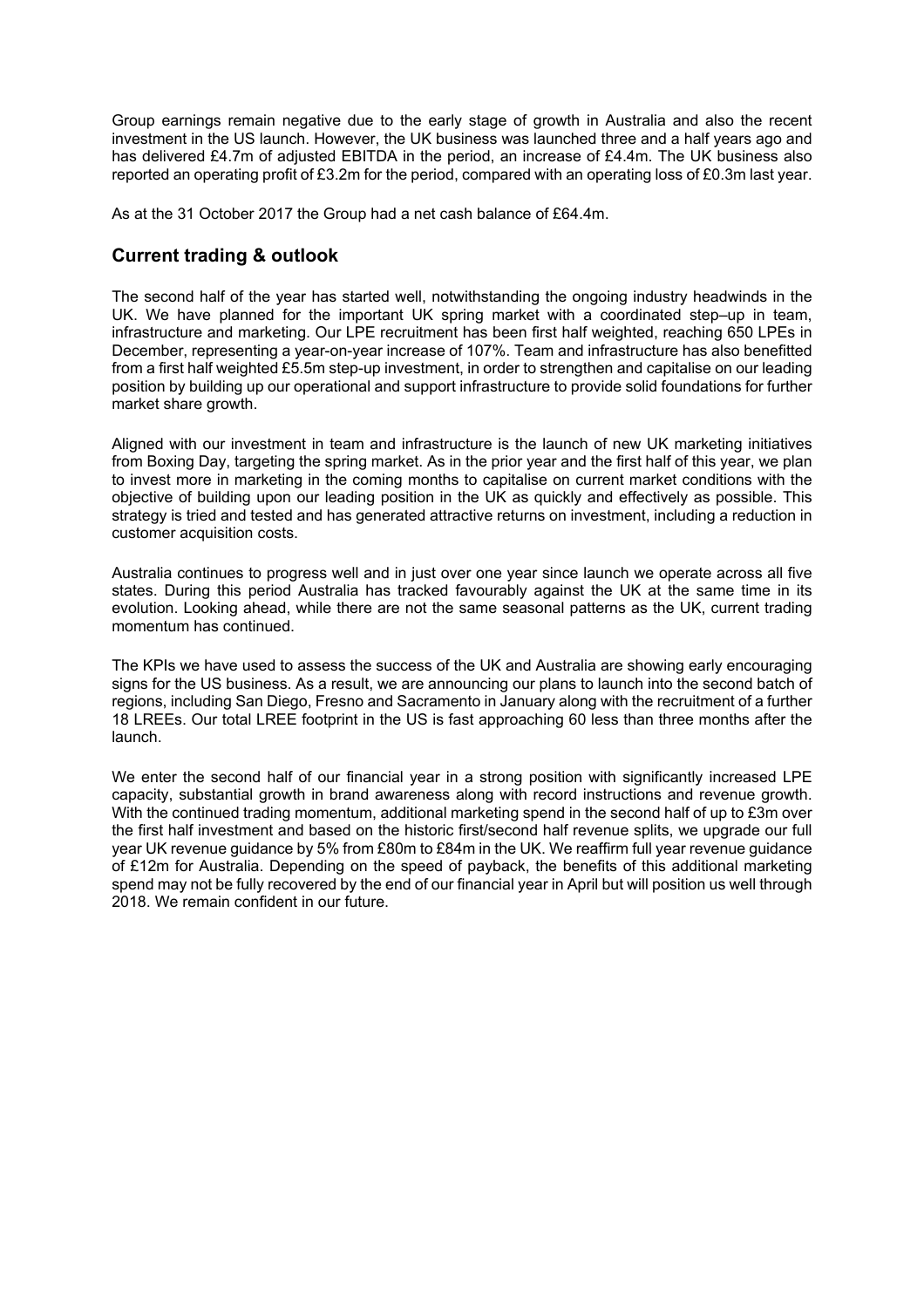Group earnings remain negative due to the early stage of growth in Australia and also the recent investment in the US launch. However, the UK business was launched three and a half years ago and has delivered £4.7m of adjusted EBITDA in the period, an increase of £4.4m. The UK business also reported an operating profit of £3.2m for the period, compared with an operating loss of £0.3m last year.

As at the 31 October 2017 the Group had a net cash balance of £64.4m.

## Current trading & outlook

The second half of the year has started well, notwithstanding the ongoing industry headwinds in the UK. We have planned for the important UK spring market with a coordinated step–up in team, infrastructure and marketing. Our LPE recruitment has been first half weighted, reaching 650 LPEs in December, representing a year-on-year increase of 107%. Team and infrastructure has also benefitted from a first half weighted £5.5m step-up investment, in order to strengthen and capitalise on our leading position by building up our operational and support infrastructure to provide solid foundations for further market share growth.

Aligned with our investment in team and infrastructure is the launch of new UK marketing initiatives from Boxing Day, targeting the spring market. As in the prior year and the first half of this year, we plan to invest more in marketing in the coming months to capitalise on current market conditions with the objective of building upon our leading position in the UK as quickly and effectively as possible. This strategy is tried and tested and has generated attractive returns on investment, including a reduction in customer acquisition costs.

Australia continues to progress well and in just over one year since launch we operate across all five states. During this period Australia has tracked favourably against the UK at the same time in its evolution. Looking ahead, while there are not the same seasonal patterns as the UK, current trading momentum has continued.

The KPIs we have used to assess the success of the UK and Australia are showing early encouraging signs for the US business. As a result, we are announcing our plans to launch into the second batch of regions, including San Diego, Fresno and Sacramento in January along with the recruitment of a further 18 LREEs. Our total LREE footprint in the US is fast approaching 60 less than three months after the launch.

We enter the second half of our financial year in a strong position with significantly increased LPE capacity, substantial growth in brand awareness along with record instructions and revenue growth. With the continued trading momentum, additional marketing spend in the second half of up to £3m over the first half investment and based on the historic first/second half revenue splits, we upgrade our full year UK revenue guidance by 5% from £80m to £84m in the UK. We reaffirm full year revenue guidance of £12m for Australia. Depending on the speed of payback, the benefits of this additional marketing spend may not be fully recovered by the end of our financial year in April but will position us well through 2018. We remain confident in our future.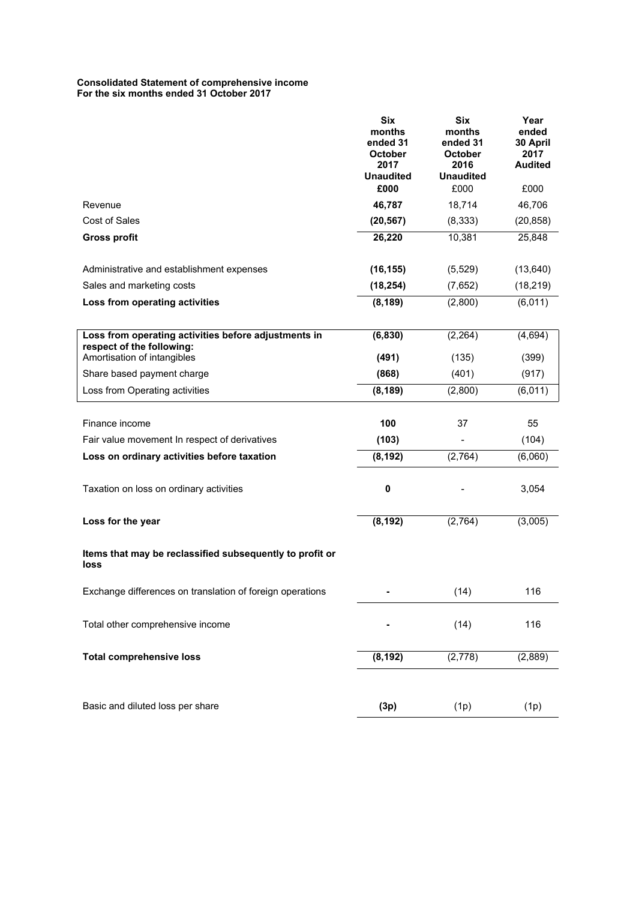**Consolidated Statement of comprehensive income**
**For the six months ended 31 October 2017**

| | **Six months ended 31 October 2017 Unaudited** | **Six months ended 31 October 2016 Unaudited** | **Year ended 30 April 2017 Audited** |
|---|---|---|---|
| | **£000** | £000 | £000 |
| Revenue | **46,787** | 18,714 | 46,706 |
| Cost of Sales | **(20,567)** | (8,333) | (20,858) |
| **Gross profit** | **26,220** | 10,381 | 25,848 |
| | | | |
| Administrative and establishment expenses | **(16,155)** | (5,529) | (13,640) |
| Sales and marketing costs | **(18,254)** | (7,652) | (18,219) |
| **Loss from operating activities** | **(8,189)** | (2,800) | (6,011) |
| | | | |
| **Loss from operating activities before adjustments in respect of the following:** | **(6,830)** | (2,264) | (4,694) |
| Amortisation of intangibles | **(491)** | (135) | (399) |
| Share based payment charge | **(868)** | (401) | (917) |
| Loss from Operating activities | **(8,189)** | (2,800) | (6,011) |
| | | | |
| Finance income | **100** | 37 | 55 |
| Fair value movement In respect of derivatives | **(103)** | - | (104) |
| **Loss on ordinary activities before taxation** | **(8,192)** | (2,764) | (6,060) |
| | | | |
| Taxation on loss on ordinary activities | **0** | - | 3,054 |
| | | | |
| **Loss for the year** | **(8,192)** | (2,764) | (3,005) |
| | | | |
| **Items that may be reclassified subsequently to profit or loss** | | | |
| | | | |
| Exchange differences on translation of foreign operations | **-** | (14) | 116 |
| | | | |
| Total other comprehensive income | **-** | (14) | 116 |
| | | | |
| **Total comprehensive loss** | **(8,192)** | (2,778) | (2,889) |
| | | | |
| Basic and diluted loss per share | **(3p)** | (1p) | (1p) |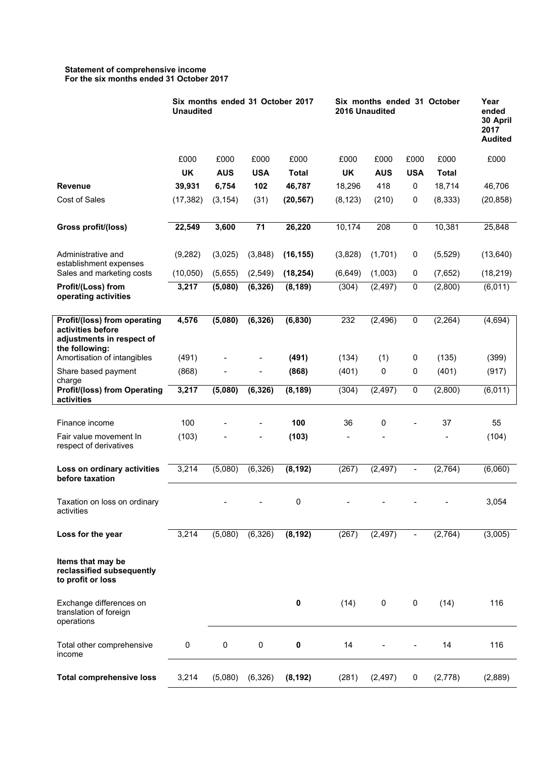**Statement of comprehensive income**
**For the six months ended 31 October 2017**

| | Six months ended 31 October 2017 Unaudited | | | | Six months ended 31 October 2016 Unaudited | | | | Year ended 30 April 2017 Audited |
|---|---|---|---|---|---|---|---|---|---|
| | £000 | £000 | £000 | £000 | £000 | £000 | £000 | £000 | £000 |
| | **UK** | **AUS** | **USA** | **Total** | **UK** | **AUS** | **USA** | **Total** | |
| **Revenue** | **39,931** | **6,754** | **102** | **46,787** | 18,296 | 418 | 0 | 18,714 | 46,706 |
| Cost of Sales | (17,382) | (3,154) | (31) | **(20,567)** | (8,123) | (210) | 0 | (8,333) | (20,858) |
| **Gross profit/(loss)** | **22,549** | **3,600** | **71** | **26,220** | 10,174 | 208 | 0 | 10,381 | 25,848 |
| Administrative and establishment expenses | (9,282) | (3,025) | (3,848) | **(16,155)** | (3,828) | (1,701) | 0 | (5,529) | (13,640) |
| Sales and marketing costs | (10,050) | (5,655) | (2,549) | **(18,254)** | (6,649) | (1,003) | 0 | (7,652) | (18,219) |
| **Profit/(Loss) from operating activities** | **3,217** | **(5,080)** | **(6,326)** | **(8,189)** | (304) | (2,497) | 0 | (2,800) | (6,011) |
| **Profit/(loss) from operating activities before adjustments in respect of the following:** | **4,576** | **(5,080)** | **(6,326)** | **(6,830)** | 232 | (2,496) | 0 | (2,264) | (4,694) |
| Amortisation of intangibles | (491) | - | - | **(491)** | (134) | (1) | 0 | (135) | (399) |
| Share based payment charge | (868) | - | - | **(868)** | (401) | 0 | 0 | (401) | (917) |
| **Profit/(loss) from Operating activities** | **3,217** | **(5,080)** | **(6,326)** | **(8,189)** | (304) | (2,497) | 0 | (2,800) | (6,011) |
| Finance income | 100 | - | - | **100** | 36 | 0 | - | 37 | 55 |
| Fair value movement In respect of derivatives | (103) | - | - | **(103)** | - | - | | - | (104) |
| **Loss on ordinary activities before taxation** | 3,214 | (5,080) | (6,326) | **(8,192)** | (267) | (2,497) | - | (2,764) | (6,060) |
| Taxation on loss on ordinary activities | | - | - | 0 | - | - | - | - | 3,054 |
| **Loss for the year** | 3,214 | (5,080) | (6,326) | **(8,192)** | (267) | (2,497) | - | (2,764) | (3,005) |
| **Items that may be reclassified subsequently to profit or loss** | | | | | | | | | |
| Exchange differences on translation of foreign operations | | | | **0** | (14) | 0 | 0 | (14) | 116 |
| Total other comprehensive income | 0 | 0 | 0 | **0** | 14 | - | - | 14 | 116 |
| **Total comprehensive loss** | 3,214 | (5,080) | (6,326) | **(8,192)** | (281) | (2,497) | 0 | (2,778) | (2,889) |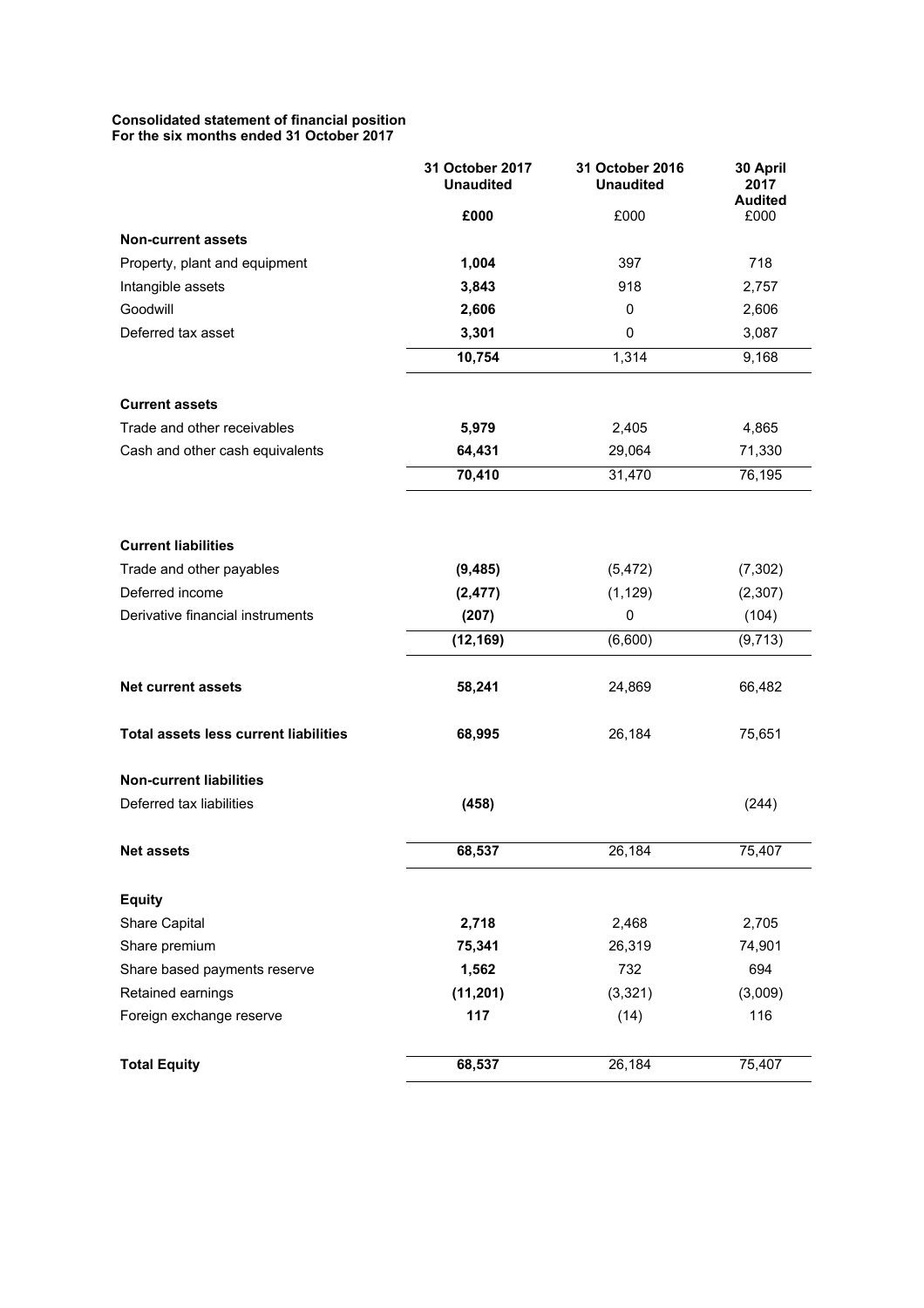**Consolidated statement of financial position**
**For the six months ended 31 October 2017**

| | 31 October 2017 Unaudited | 31 October 2016 Unaudited | 30 April 2017 Audited |
|---|---|---|---|
| | £000 | £000 | £000 |
| **Non-current assets** | | | |
| Property, plant and equipment | **1,004** | 397 | 718 |
| Intangible assets | **3,843** | 918 | 2,757 |
| Goodwill | **2,606** | 0 | 2,606 |
| Deferred tax asset | **3,301** | 0 | 3,087 |
| | **10,754** | 1,314 | 9,168 |
| **Current assets** | | | |
| Trade and other receivables | **5,979** | 2,405 | 4,865 |
| Cash and other cash equivalents | **64,431** | 29,064 | 71,330 |
| | **70,410** | 31,470 | 76,195 |
| **Current liabilities** | | | |
| Trade and other payables | **(9,485)** | (5,472) | (7,302) |
| Deferred income | **(2,477)** | (1,129) | (2,307) |
| Derivative financial instruments | **(207)** | 0 | (104) |
| | **(12,169)** | (6,600) | (9,713) |
| **Net current assets** | **58,241** | 24,869 | 66,482 |
| **Total assets less current liabilities** | **68,995** | 26,184 | 75,651 |
| **Non-current liabilities** | | | |
| Deferred tax liabilities | **(458)** | | (244) |
| **Net assets** | **68,537** | 26,184 | 75,407 |
| **Equity** | | | |
| Share Capital | **2,718** | 2,468 | 2,705 |
| Share premium | **75,341** | 26,319 | 74,901 |
| Share based payments reserve | **1,562** | 732 | 694 |
| Retained earnings | **(11,201)** | (3,321) | (3,009) |
| Foreign exchange reserve | **117** | (14) | 116 |
| **Total Equity** | **68,537** | 26,184 | 75,407 |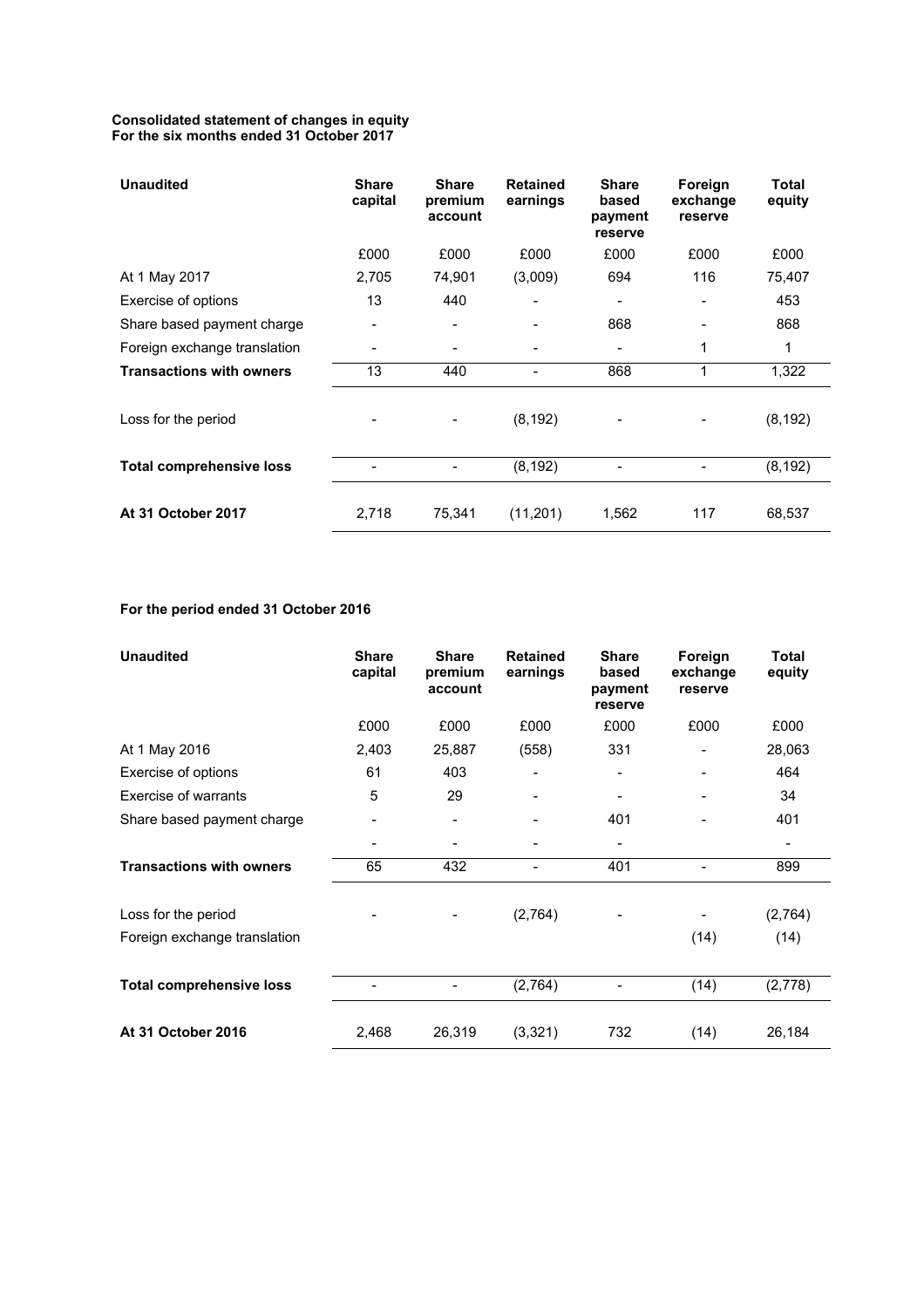**Consolidated statement of changes in equity**
**For the six months ended 31 October 2017**

| **Unaudited** | **Share capital** | **Share premium account** | **Retained earnings** | **Share based payment reserve** | **Foreign exchange reserve** | **Total equity** |
|---|---|---|---|---|---|---|
| | £000 | £000 | £000 | £000 | £000 | £000 |
| At 1 May 2017 | 2,705 | 74,901 | (3,009) | 694 | 116 | 75,407 |
| Exercise of options | 13 | 440 | - | - | - | 453 |
| Share based payment charge | - | - | - | 868 | - | 868 |
| Foreign exchange translation | - | - | - | - | 1 | 1 |
| **Transactions with owners** | 13 | 440 | - | 868 | 1 | 1,322 |
| Loss for the period | - | - | (8,192) | - | - | (8,192) |
| **Total comprehensive loss** | - | - | (8,192) | - | - | (8,192) |
| **At 31 October 2017** | 2,718 | 75,341 | (11,201) | 1,562 | 117 | 68,537 |

**For the period ended 31 October 2016**

| **Unaudited** | **Share capital** | **Share premium account** | **Retained earnings** | **Share based payment reserve** | **Foreign exchange reserve** | **Total equity** |
|---|---|---|---|---|---|---|
| | £000 | £000 | £000 | £000 | £000 | £000 |
| At 1 May 2016 | 2,403 | 25,887 | (558) | 331 | - | 28,063 |
| Exercise of options | 61 | 403 | - | - | - | 464 |
| Exercise of warrants | 5 | 29 | - | - | - | 34 |
| Share based payment charge | - | - | - | 401 | - | 401 |
| | - | - | - | - | | - |
| **Transactions with owners** | 65 | 432 | - | 401 | - | 899 |
| Loss for the period | - | - | (2,764) | - | - | (2,764) |
| Foreign exchange translation | | | | | (14) | (14) |
| **Total comprehensive loss** | - | - | (2,764) | - | (14) | (2,778) |
| **At 31 October 2016** | 2,468 | 26,319 | (3,321) | 732 | (14) | 26,184 |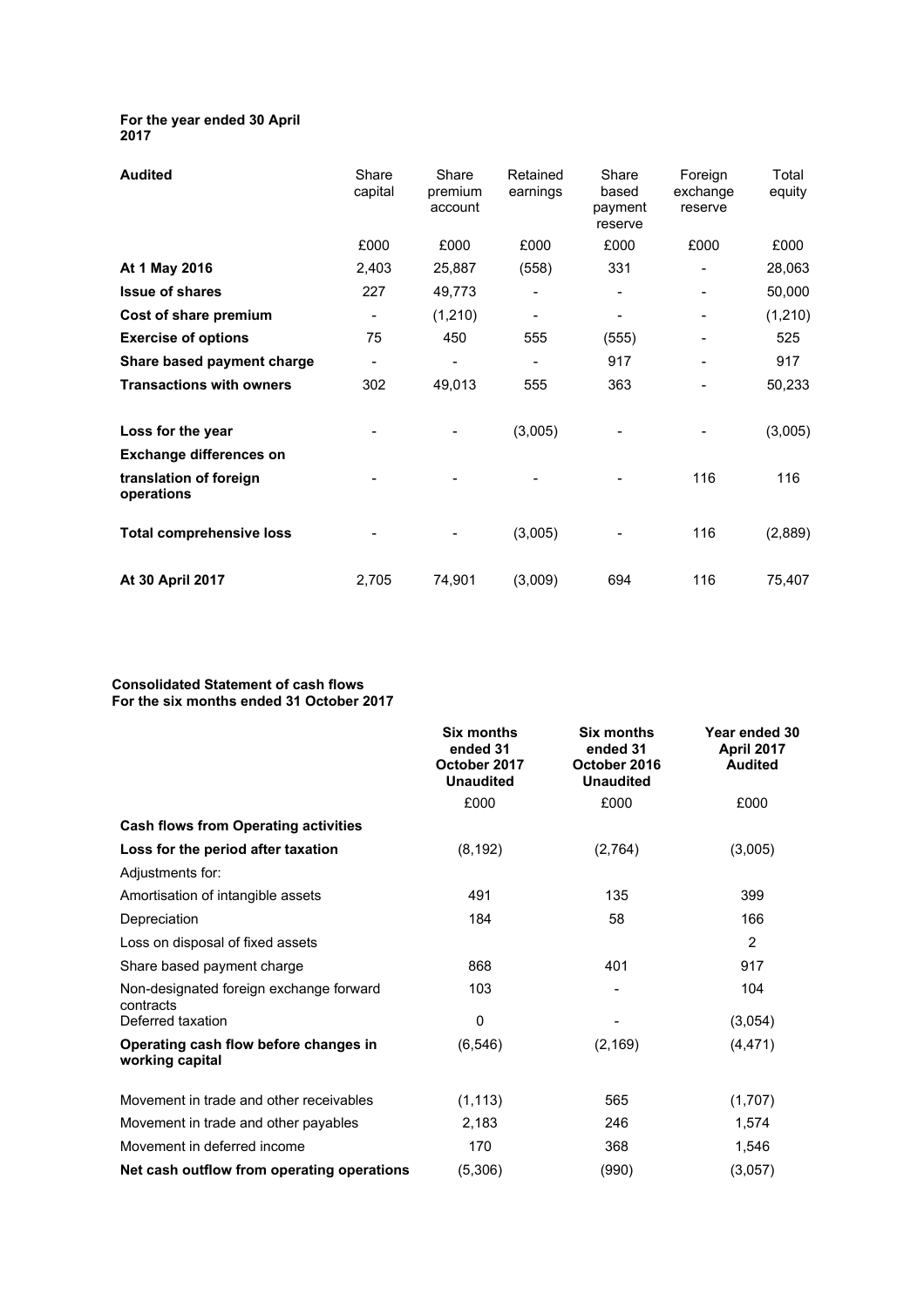**For the year ended 30 April 2017**

| **Audited** | Share capital | Share premium account | Retained earnings | Share based payment reserve | Foreign exchange reserve | Total equity |
|---|---|---|---|---|---|---|
| | £000 | £000 | £000 | £000 | £000 | £000 |
| **At 1 May 2016** | 2,403 | 25,887 | (558) | 331 | - | 28,063 |
| **Issue of shares** | 227 | 49,773 | - | - | - | 50,000 |
| **Cost of share premium** | - | (1,210) | - | - | - | (1,210) |
| **Exercise of options** | 75 | 450 | 555 | (555) | - | 525 |
| **Share based payment charge** | - | - | - | 917 | - | 917 |
| **Transactions with owners** | 302 | 49,013 | 555 | 363 | - | 50,233 |
| **Loss for the year** | - | - | (3,005) | - | - | (3,005) |
| **Exchange differences on translation of foreign operations** | - | - | - | - | 116 | 116 |
| **Total comprehensive loss** | - | - | (3,005) | - | 116 | (2,889) |
| **At 30 April 2017** | 2,705 | 74,901 | (3,009) | 694 | 116 | 75,407 |

**Consolidated Statement of cash flows**
**For the six months ended 31 October 2017**

| | **Six months ended 31 October 2017 Unaudited** | **Six months ended 31 October 2016 Unaudited** | **Year ended 30 April 2017 Audited** |
|---|---|---|---|
| | £000 | £000 | £000 |
| **Cash flows from Operating activities** | | | |
| **Loss for the period after taxation** | (8,192) | (2,764) | (3,005) |
| Adjustments for: | | | |
| Amortisation of intangible assets | 491 | 135 | 399 |
| Depreciation | 184 | 58 | 166 |
| Loss on disposal of fixed assets | | | 2 |
| Share based payment charge | 868 | 401 | 917 |
| Non-designated foreign exchange forward contracts | 103 | - | 104 |
| Deferred taxation | 0 | - | (3,054) |
| **Operating cash flow before changes in working capital** | (6,546) | (2,169) | (4,471) |
| Movement in trade and other receivables | (1,113) | 565 | (1,707) |
| Movement in trade and other payables | 2,183 | 246 | 1,574 |
| Movement in deferred income | 170 | 368 | 1,546 |
| **Net cash outflow from operating operations** | (5,306) | (990) | (3,057) |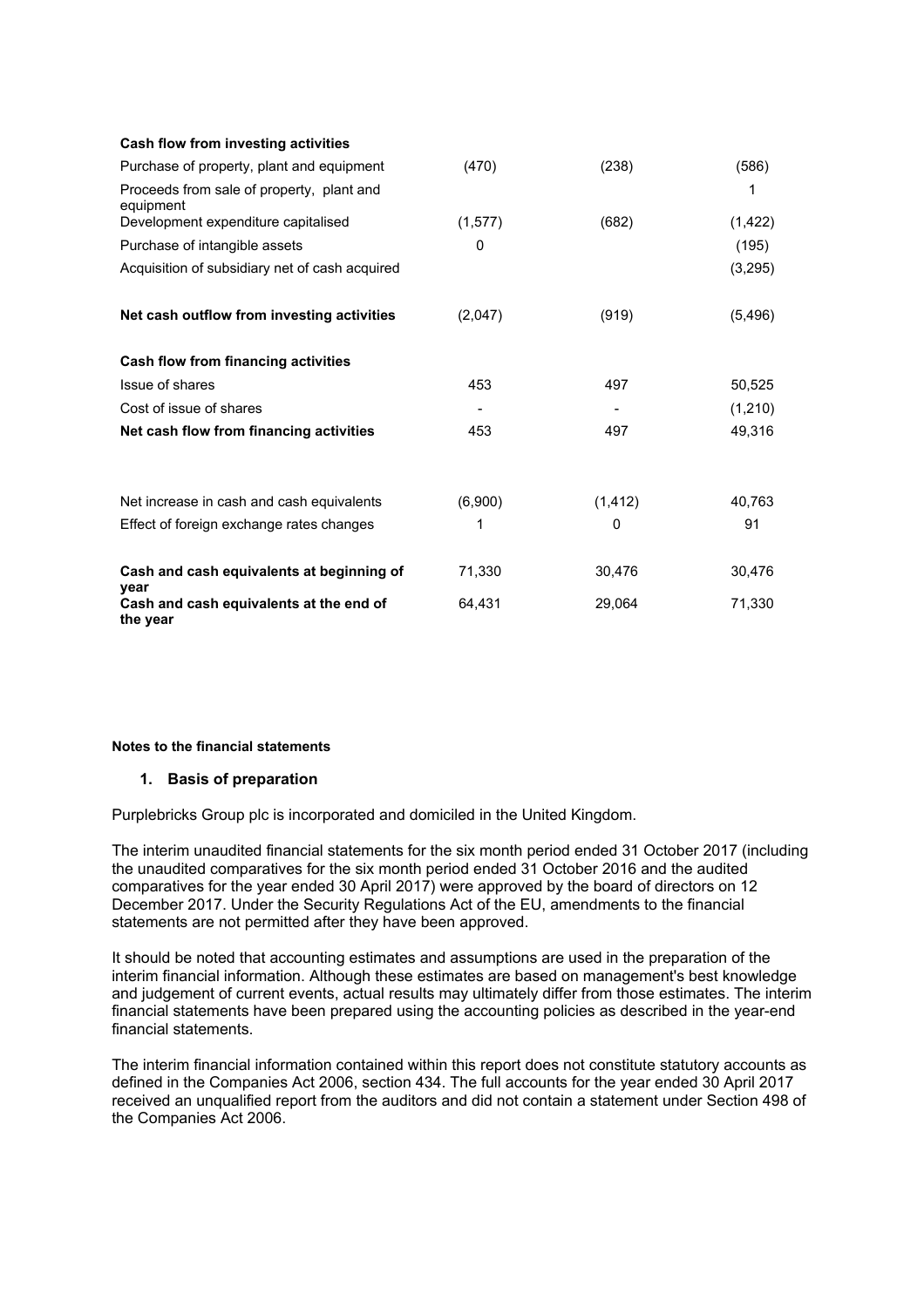| | | | |
|---|---|---|---|
| **Cash flow from investing activities** | | | |
| Purchase of property, plant and equipment | (470) | (238) | (586) |
| Proceeds from sale of property, plant and equipment | | | 1 |
| Development expenditure capitalised | (1,577) | (682) | (1,422) |
| Purchase of intangible assets | 0 | | (195) |
| Acquisition of subsidiary net of cash acquired | | | (3,295) |
| **Net cash outflow from investing activities** | (2,047) | (919) | (5,496) |
| **Cash flow from financing activities** | | | |
| Issue of shares | 453 | 497 | 50,525 |
| Cost of issue of shares | - | - | (1,210) |
| **Net cash flow from financing activities** | 453 | 497 | 49,316 |
| Net increase in cash and cash equivalents | (6,900) | (1,412) | 40,763 |
| Effect of foreign exchange rates changes | 1 | 0 | 91 |
| **Cash and cash equivalents at beginning of year** | 71,330 | 30,476 | 30,476 |
| **Cash and cash equivalents at the end of the year** | 64,431 | 29,064 | 71,330 |

**Notes to the financial statements**

### 1. Basis of preparation

Purplebricks Group plc is incorporated and domiciled in the United Kingdom.

The interim unaudited financial statements for the six month period ended 31 October 2017 (including the unaudited comparatives for the six month period ended 31 October 2016 and the audited comparatives for the year ended 30 April 2017) were approved by the board of directors on 12 December 2017. Under the Security Regulations Act of the EU, amendments to the financial statements are not permitted after they have been approved.

It should be noted that accounting estimates and assumptions are used in the preparation of the interim financial information. Although these estimates are based on management's best knowledge and judgement of current events, actual results may ultimately differ from those estimates. The interim financial statements have been prepared using the accounting policies as described in the year-end financial statements.

The interim financial information contained within this report does not constitute statutory accounts as defined in the Companies Act 2006, section 434. The full accounts for the year ended 30 April 2017 received an unqualified report from the auditors and did not contain a statement under Section 498 of the Companies Act 2006.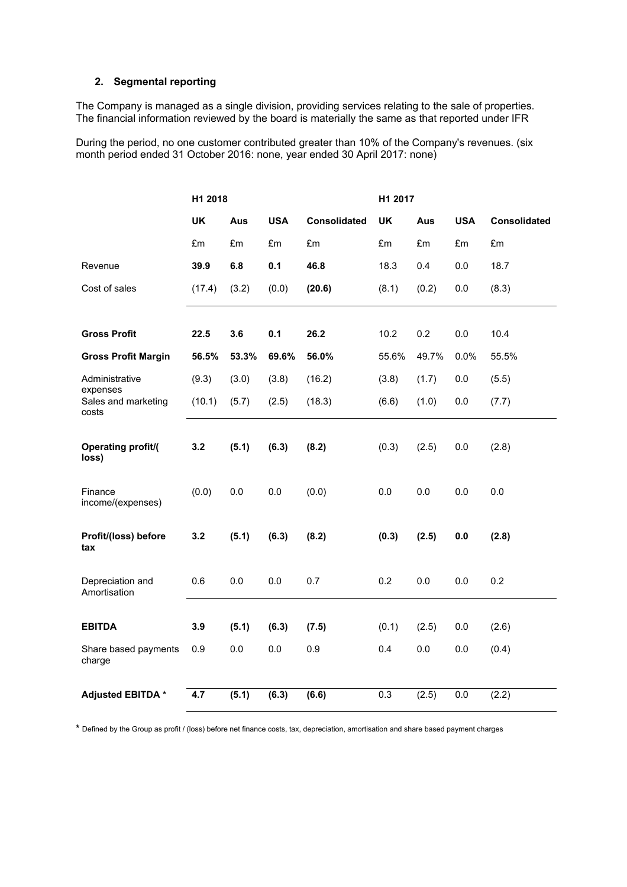## 2. Segmental reporting

The Company is managed as a single division, providing services relating to the sale of properties. The financial information reviewed by the board is materially the same as that reported under IFR

During the period, no one customer contributed greater than 10% of the Company's revenues. (six month period ended 31 October 2016: none, year ended 30 April 2017: none)

| | **H1 2018** | | | | **H1 2017** | | | |
|---|---|---|---|---|---|---|---|---|
| | **UK** | **Aus** | **USA** | **Consolidated** | **UK** | **Aus** | **USA** | **Consolidated** |
| | £m | £m | £m | £m | £m | £m | £m | £m |
| Revenue | **39.9** | **6.8** | **0.1** | **46.8** | 18.3 | 0.4 | 0.0 | 18.7 |
| Cost of sales | (17.4) | (3.2) | (0.0) | **(20.6)** | (8.1) | (0.2) | 0.0 | (8.3) |
| **Gross Profit** | **22.5** | **3.6** | **0.1** | **26.2** | 10.2 | 0.2 | 0.0 | 10.4 |
| **Gross Profit Margin** | **56.5%** | **53.3%** | **69.6%** | **56.0%** | 55.6% | 49.7% | 0.0% | 55.5% |
| Administrative expenses | (9.3) | (3.0) | (3.8) | (16.2) | (3.8) | (1.7) | 0.0 | (5.5) |
| Sales and marketing costs | (10.1) | (5.7) | (2.5) | (18.3) | (6.6) | (1.0) | 0.0 | (7.7) |
| **Operating profit/(loss)** | **3.2** | **(5.1)** | **(6.3)** | **(8.2)** | (0.3) | (2.5) | 0.0 | (2.8) |
| Finance income/(expenses) | (0.0) | 0.0 | 0.0 | (0.0) | 0.0 | 0.0 | 0.0 | 0.0 |
| **Profit/(loss) before tax** | **3.2** | **(5.1)** | **(6.3)** | **(8.2)** | **(0.3)** | **(2.5)** | **0.0** | **(2.8)** |
| Depreciation and Amortisation | 0.6 | 0.0 | 0.0 | 0.7 | 0.2 | 0.0 | 0.0 | 0.2 |
| **EBITDA** | **3.9** | **(5.1)** | **(6.3)** | **(7.5)** | (0.1) | (2.5) | 0.0 | (2.6) |
| Share based payments charge | 0.9 | 0.0 | 0.0 | 0.9 | 0.4 | 0.0 | 0.0 | (0.4) |
| **Adjusted EBITDA** * | **4.7** | **(5.1)** | **(6.3)** | **(6.6)** | 0.3 | (2.5) | 0.0 | (2.2) |

* Defined by the Group as profit / (loss) before net finance costs, tax, depreciation, amortisation and share based payment charges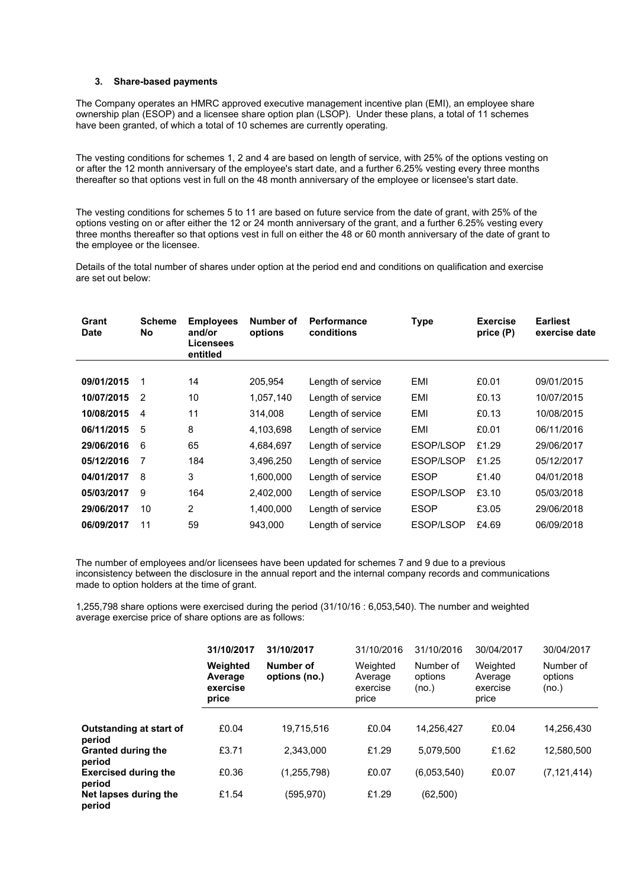### 3. Share-based payments

The Company operates an HMRC approved executive management incentive plan (EMI), an employee share ownership plan (ESOP) and a licensee share option plan (LSOP). Under these plans, a total of 11 schemes have been granted, of which a total of 10 schemes are currently operating.

The vesting conditions for schemes 1, 2 and 4 are based on length of service, with 25% of the options vesting on or after the 12 month anniversary of the employee's start date, and a further 6.25% vesting every three months thereafter so that options vest in full on the 48 month anniversary of the employee or licensee's start date.

The vesting conditions for schemes 5 to 11 are based on future service from the date of grant, with 25% of the options vesting on or after either the 12 or 24 month anniversary of the grant, and a further 6.25% vesting every three months thereafter so that options vest in full on either the 48 or 60 month anniversary of the date of grant to the employee or the licensee.

Details of the total number of shares under option at the period end and conditions on qualification and exercise are set out below:

| Grant Date | Scheme No | Employees and/or Licensees entitled | Number of options | Performance conditions | Type | Exercise price (P) | Earliest exercise date |
|---|---|---|---|---|---|---|---|
| 09/01/2015 | 1 | 14 | 205,954 | Length of service | EMI | £0.01 | 09/01/2015 |
| 10/07/2015 | 2 | 10 | 1,057,140 | Length of service | EMI | £0.13 | 10/07/2015 |
| 10/08/2015 | 4 | 11 | 314,008 | Length of service | EMI | £0.13 | 10/08/2015 |
| 06/11/2015 | 5 | 8 | 4,103,698 | Length of service | EMI | £0.01 | 06/11/2016 |
| 29/06/2016 | 6 | 65 | 4,684,697 | Length of service | ESOP/LSOP | £1.29 | 29/06/2017 |
| 05/12/2016 | 7 | 184 | 3,496,250 | Length of service | ESOP/LSOP | £1.25 | 05/12/2017 |
| 04/01/2017 | 8 | 3 | 1,600,000 | Length of service | ESOP | £1.40 | 04/01/2018 |
| 05/03/2017 | 9 | 164 | 2,402,000 | Length of service | ESOP/LSOP | £3.10 | 05/03/2018 |
| 29/06/2017 | 10 | 2 | 1,400,000 | Length of service | ESOP | £3.05 | 29/06/2018 |
| 06/09/2017 | 11 | 59 | 943,000 | Length of service | ESOP/LSOP | £4.69 | 06/09/2018 |

The number of employees and/or licensees have been updated for schemes 7 and 9 due to a previous inconsistency between the disclosure in the annual report and the internal company records and communications made to option holders at the time of grant.

1,255,798 share options were exercised during the period (31/10/16 : 6,053,540). The number and weighted average exercise price of share options are as follows:

| | 31/10/2017 | 31/10/2017 | 31/10/2016 | 31/10/2016 | 30/04/2017 | 30/04/2017 |
|---|---|---|---|---|---|---|
| | Weighted Average exercise price | Number of options (no.) | Weighted Average exercise price | Number of options (no.) | Weighted Average exercise price | Number of options (no.) |
| **Outstanding at start of period** | £0.04 | 19,715,516 | £0.04 | 14,256,427 | £0.04 | 14,256,430 |
| **Granted during the period** | £3.71 | 2,343,000 | £1.29 | 5,079,500 | £1.62 | 12,580,500 |
| **Exercised during the period** | £0.36 | (1,255,798) | £0.07 | (6,053,540) | £0.07 | (7,121,414) |
| **Net lapses during the period** | £1.54 | (595,970) | £1.29 | (62,500) | | |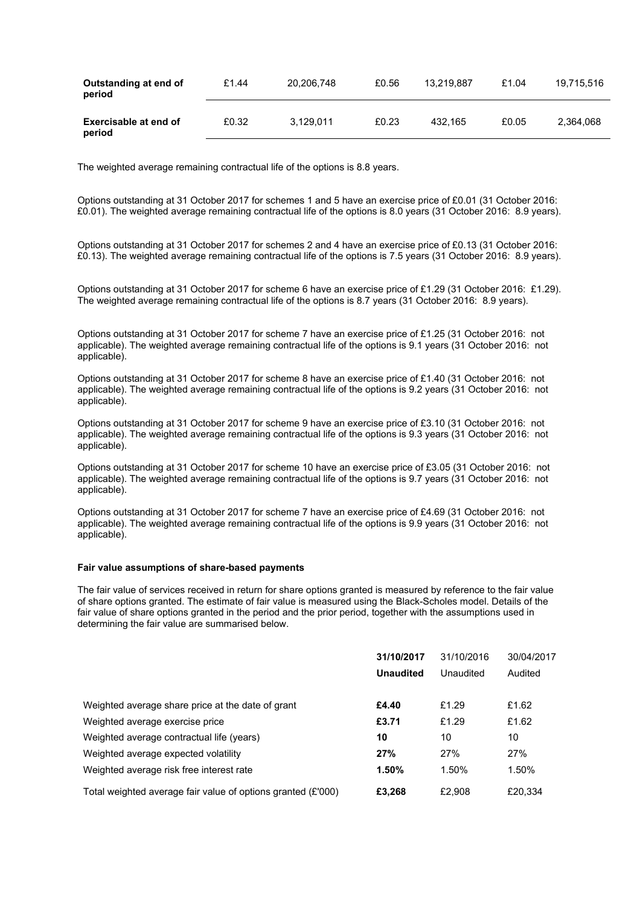| | | | | | | |
|---|---|---|---|---|---|---|
| **Outstanding at end of period** | £1.44 | 20,206,748 | £0.56 | 13,219,887 | £1.04 | 19,715,516 |
| **Exercisable at end of period** | £0.32 | 3,129,011 | £0.23 | 432,165 | £0.05 | 2,364,068 |

The weighted average remaining contractual life of the options is 8.8 years.

Options outstanding at 31 October 2017 for schemes 1 and 5 have an exercise price of £0.01 (31 October 2016: £0.01). The weighted average remaining contractual life of the options is 8.0 years (31 October 2016: 8.9 years).

Options outstanding at 31 October 2017 for schemes 2 and 4 have an exercise price of £0.13 (31 October 2016: £0.13). The weighted average remaining contractual life of the options is 7.5 years (31 October 2016: 8.9 years).

Options outstanding at 31 October 2017 for scheme 6 have an exercise price of £1.29 (31 October 2016: £1.29). The weighted average remaining contractual life of the options is 8.7 years (31 October 2016: 8.9 years).

Options outstanding at 31 October 2017 for scheme 7 have an exercise price of £1.25 (31 October 2016: not applicable). The weighted average remaining contractual life of the options is 9.1 years (31 October 2016: not applicable).

Options outstanding at 31 October 2017 for scheme 8 have an exercise price of £1.40 (31 October 2016: not applicable). The weighted average remaining contractual life of the options is 9.2 years (31 October 2016: not applicable).

Options outstanding at 31 October 2017 for scheme 9 have an exercise price of £3.10 (31 October 2016: not applicable). The weighted average remaining contractual life of the options is 9.3 years (31 October 2016: not applicable).

Options outstanding at 31 October 2017 for scheme 10 have an exercise price of £3.05 (31 October 2016: not applicable). The weighted average remaining contractual life of the options is 9.7 years (31 October 2016: not applicable).

Options outstanding at 31 October 2017 for scheme 7 have an exercise price of £4.69 (31 October 2016: not applicable). The weighted average remaining contractual life of the options is 9.9 years (31 October 2016: not applicable).

**Fair value assumptions of share-based payments**

The fair value of services received in return for share options granted is measured by reference to the fair value of share options granted. The estimate of fair value is measured using the Black-Scholes model. Details of the fair value of share options granted in the period and the prior period, together with the assumptions used in determining the fair value are summarised below.

| | **31/10/2017** | 31/10/2016 | 30/04/2017 |
|---|---|---|---|
| | **Unaudited** | Unaudited | Audited |
| Weighted average share price at the date of grant | **£4.40** | £1.29 | £1.62 |
| Weighted average exercise price | **£3.71** | £1.29 | £1.62 |
| Weighted average contractual life (years) | **10** | 10 | 10 |
| Weighted average expected volatility | **27%** | 27% | 27% |
| Weighted average risk free interest rate | **1.50%** | 1.50% | 1.50% |
| Total weighted average fair value of options granted (£'000) | **£3,268** | £2,908 | £20,334 |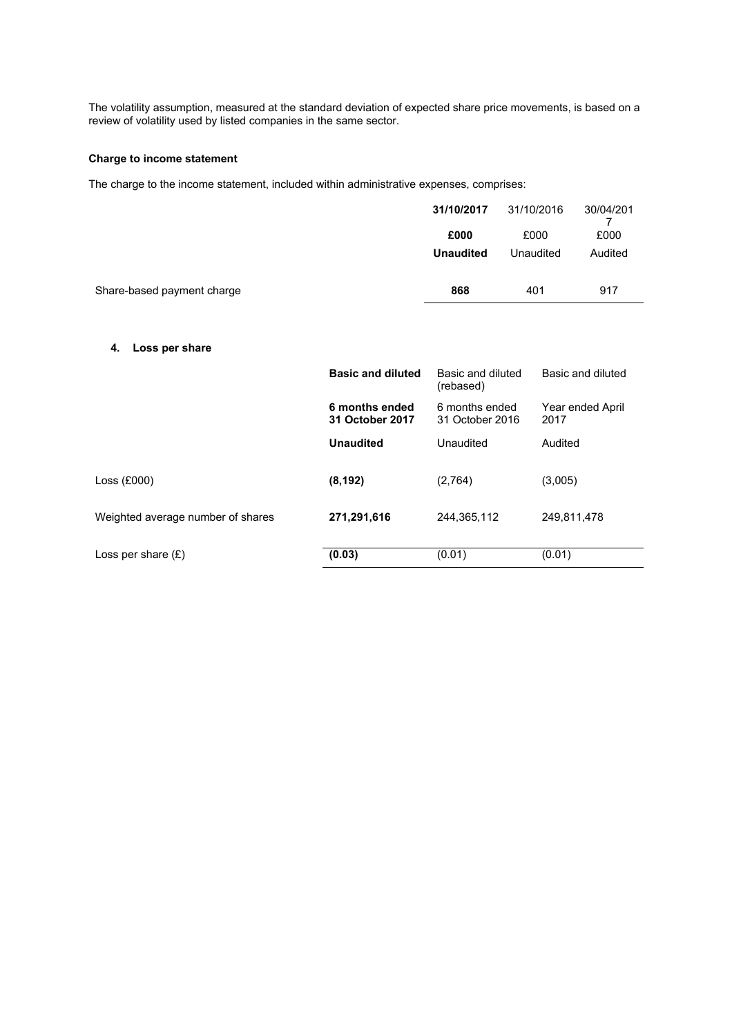The volatility assumption, measured at the standard deviation of expected share price movements, is based on a review of volatility used by listed companies in the same sector.

**Charge to income statement**

The charge to the income statement, included within administrative expenses, comprises:

| | **31/10/2017** | 31/10/2016 | 30/04/2017 |
|---|---|---|---|
| | **£000** | £000 | £000 |
| | **Unaudited** | Unaudited | Audited |
| Share-based payment charge | **868** | 401 | 917 |

## 4. Loss per share

| | **Basic and diluted** | Basic and diluted (rebased) | Basic and diluted |
|---|---|---|---|
| | **6 months ended 31 October 2017** | 6 months ended 31 October 2016 | Year ended April 2017 |
| | **Unaudited** | Unaudited | Audited |
| Loss (£000) | **(8,192)** | (2,764) | (3,005) |
| Weighted average number of shares | **271,291,616** | 244,365,112 | 249,811,478 |
| Loss per share (£) | **(0.03)** | (0.01) | (0.01) |